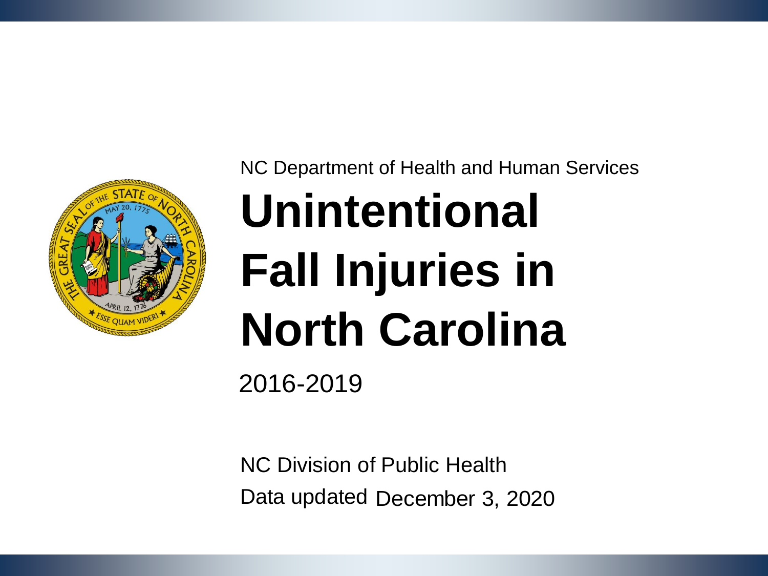NC Department of Health and Human Services

# Unintentional Fall Injuries in North Carolina

2016-2019

NC Division of Public Health

Data updated December 3, 2020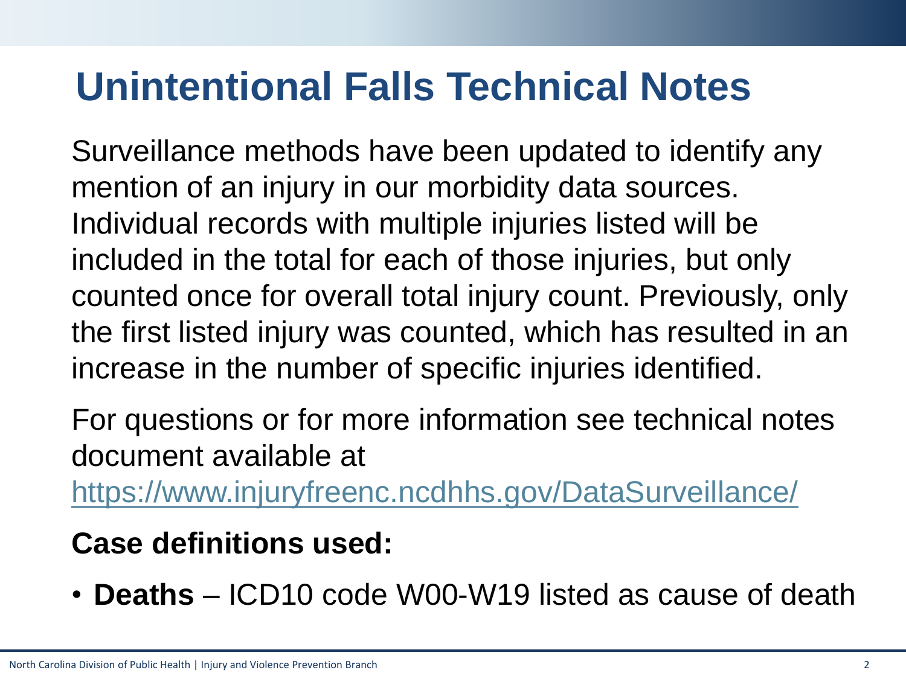# Unintentional Falls Technical Notes

Surveillance methods have been updated to identify any mention of an injury in our morbidity data sources. Individual records with multiple injuries listed will be included in the total for each of those injuries, but only counted once for overall total injury count. Previously, only the first listed injury was counted, which has resulted in an increase in the number of specific injuries identified.

For questions or for more information see technical notes document available at https://www.injuryfreenc.ncdhhs.gov/DataSurveillance/

**Case definitions used:**

- **Deaths** – ICD10 code W00-W19 listed as cause of death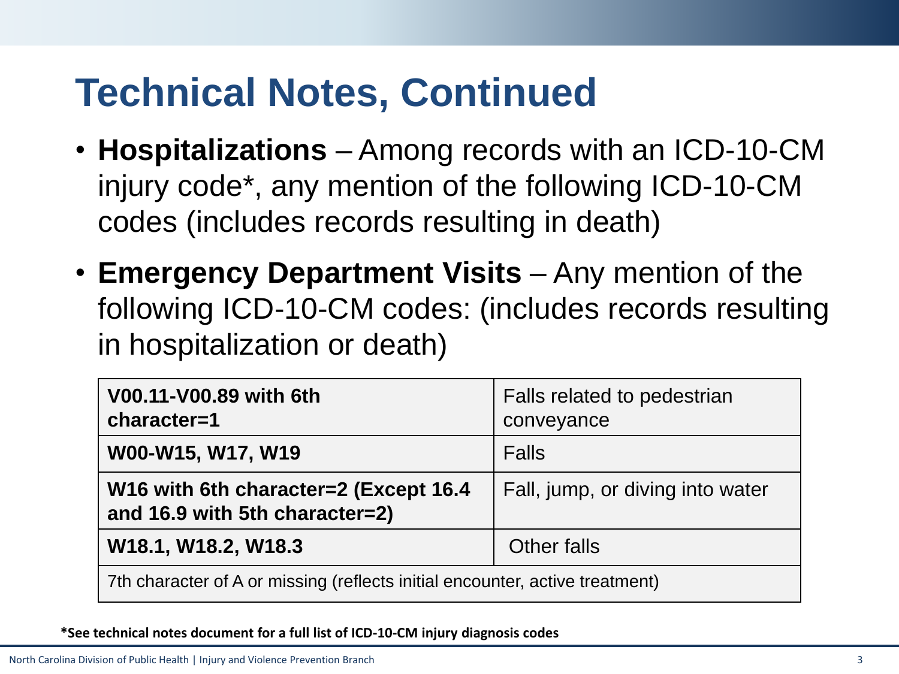# Technical Notes, Continued

- **Hospitalizations** – Among records with an ICD-10-CM injury code*, any mention of the following ICD-10-CM codes (includes records resulting in death)
- **Emergency Department Visits** – Any mention of the following ICD-10-CM codes: (includes records resulting in hospitalization or death)

| | |
|---|---|
| **V00.11-V00.89 with 6th character=1** | Falls related to pedestrian conveyance |
| **W00-W15, W17, W19** | Falls |
| **W16 with 6th character=2 (Except 16.4 and 16.9 with 5th character=2)** | Fall, jump, or diving into water |
| **W18.1, W18.2, W18.3** | Other falls |
| 7th character of A or missing (reflects initial encounter, active treatment) | |

**\*See technical notes document for a full list of ICD-10-CM injury diagnosis codes**

North Carolina Division of Public Health | Injury and Violence Prevention Branch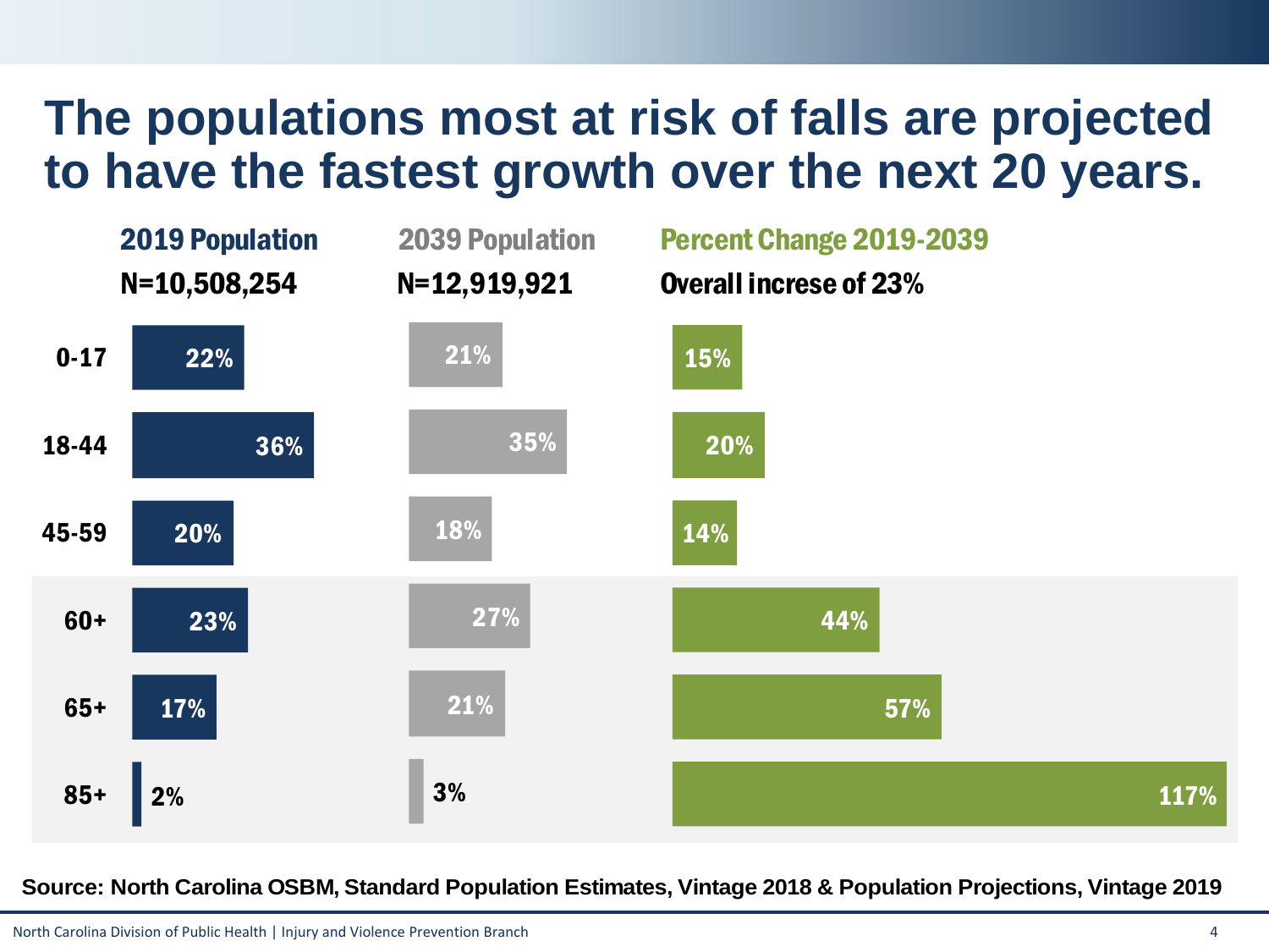# The populations most at risk of falls are projected to have the fastest growth over the next 20 years.

| Age Group | 2019 Population N=10,508,254 | 2039 Population N=12,919,921 | Percent Change 2019-2039 Overall increse of 23% |
|---|---|---|---|
| 0-17 | 22% | 21% | 15% |
| 18-44 | 36% | 35% | 20% |
| 45-59 | 20% | 18% | 14% |
| 60+ | 23% | 27% | 44% |
| 65+ | 17% | 21% | 57% |
| 85+ | 2% | 3% | 117% |

**Source: North Carolina OSBM, Standard Population Estimates, Vintage 2018 & Population Projections, Vintage 2019**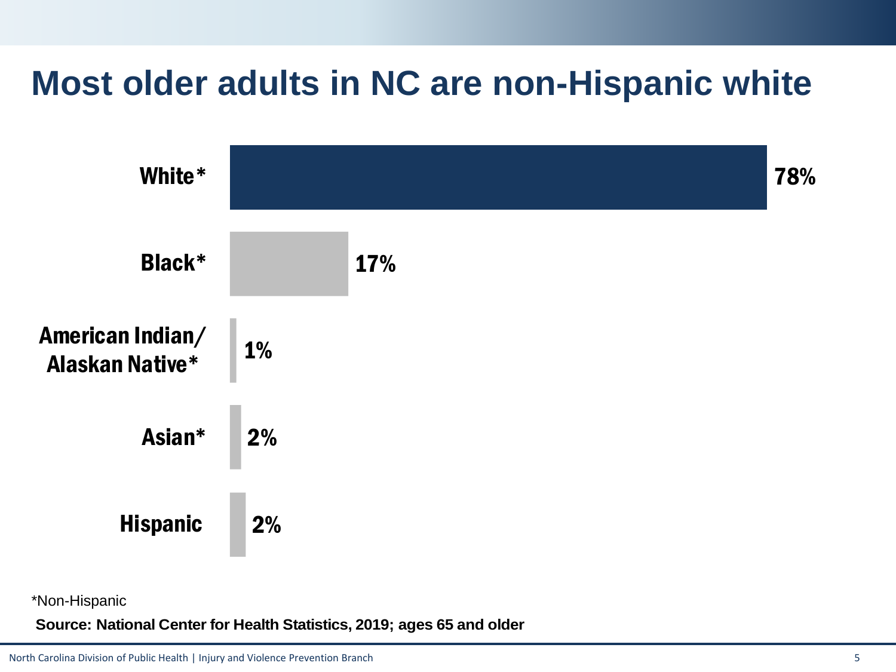# Most older adults in NC are non-Hispanic white

| Group | Percent |
|---|---|
| White* | 78% |
| Black* | 17% |
| American Indian/ Alaskan Native* | 1% |
| Asian* | 2% |
| Hispanic | 2% |

*Non-Hispanic

**Source: National Center for Health Statistics, 2019; ages 65 and older**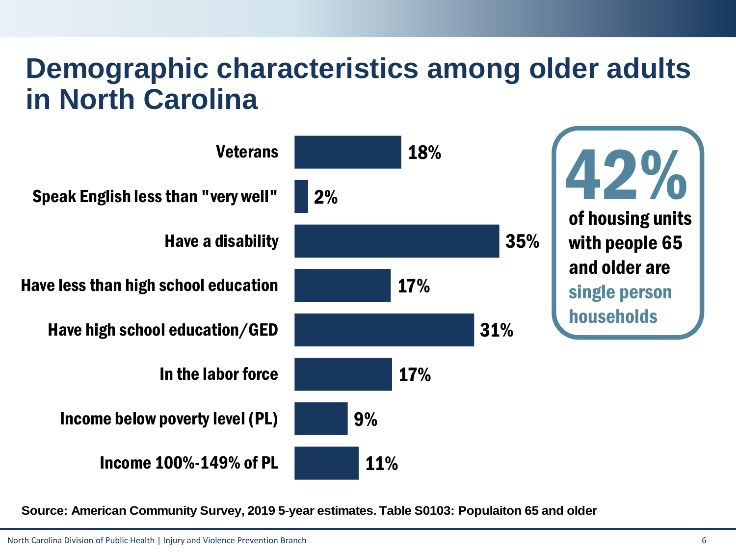# Demographic characteristics among older adults in North Carolina

| Characteristic | Percent |
|---|---|
| Veterans | 18% |
| Speak English less than "very well" | 2% |
| Have a disability | 35% |
| Have less than high school education | 17% |
| Have high school education/GED | 31% |
| In the labor force | 17% |
| Income below poverty level (PL) | 9% |
| Income 100%-149% of PL | 11% |

**42%** of housing units with people 65 and older are **single person households**

**Source: American Community Survey, 2019 5-year estimates. Table S0103: Populaiton 65 and older**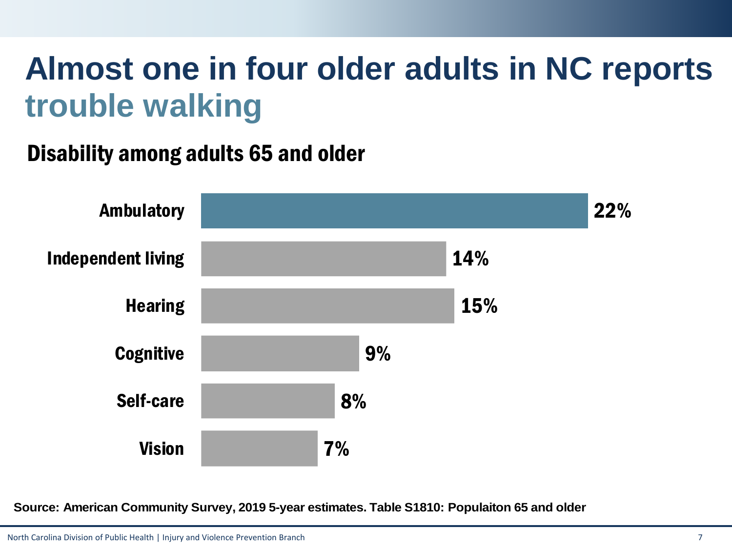# Almost one in four older adults in NC reports trouble walking

## Disability among adults 65 and older

| Disability type | Percent |
|---|---|
| Ambulatory | 22% |
| Independent living | 14% |
| Hearing | 15% |
| Cognitive | 9% |
| Self-care | 8% |
| Vision | 7% |

**Source: American Community Survey, 2019 5-year estimates. Table S1810: Populaiton 65 and older**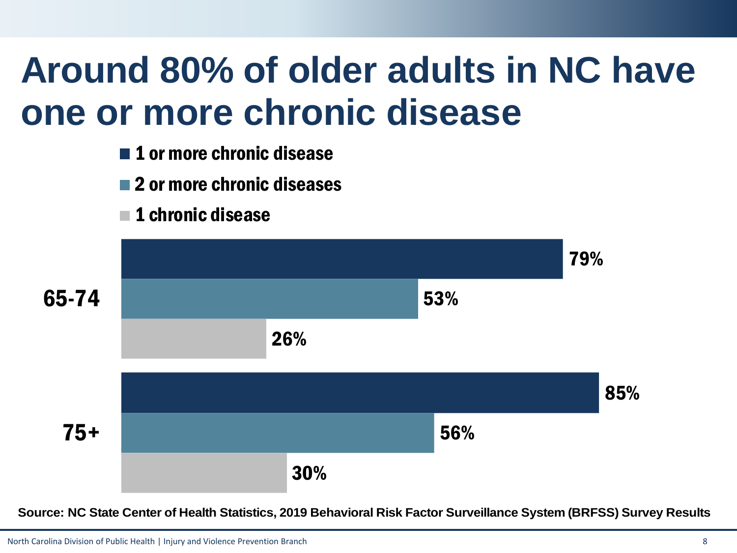# Around 80% of older adults in NC have one or more chronic disease

| Age group | 1 or more chronic disease | 2 or more chronic diseases | 1 chronic disease |
|---|---|---|---|
| 65-74 | 79% | 53% | 26% |
| 75+ | 85% | 56% | 30% |

**Source: NC State Center of Health Statistics, 2019 Behavioral Risk Factor Surveillance System (BRFSS) Survey Results**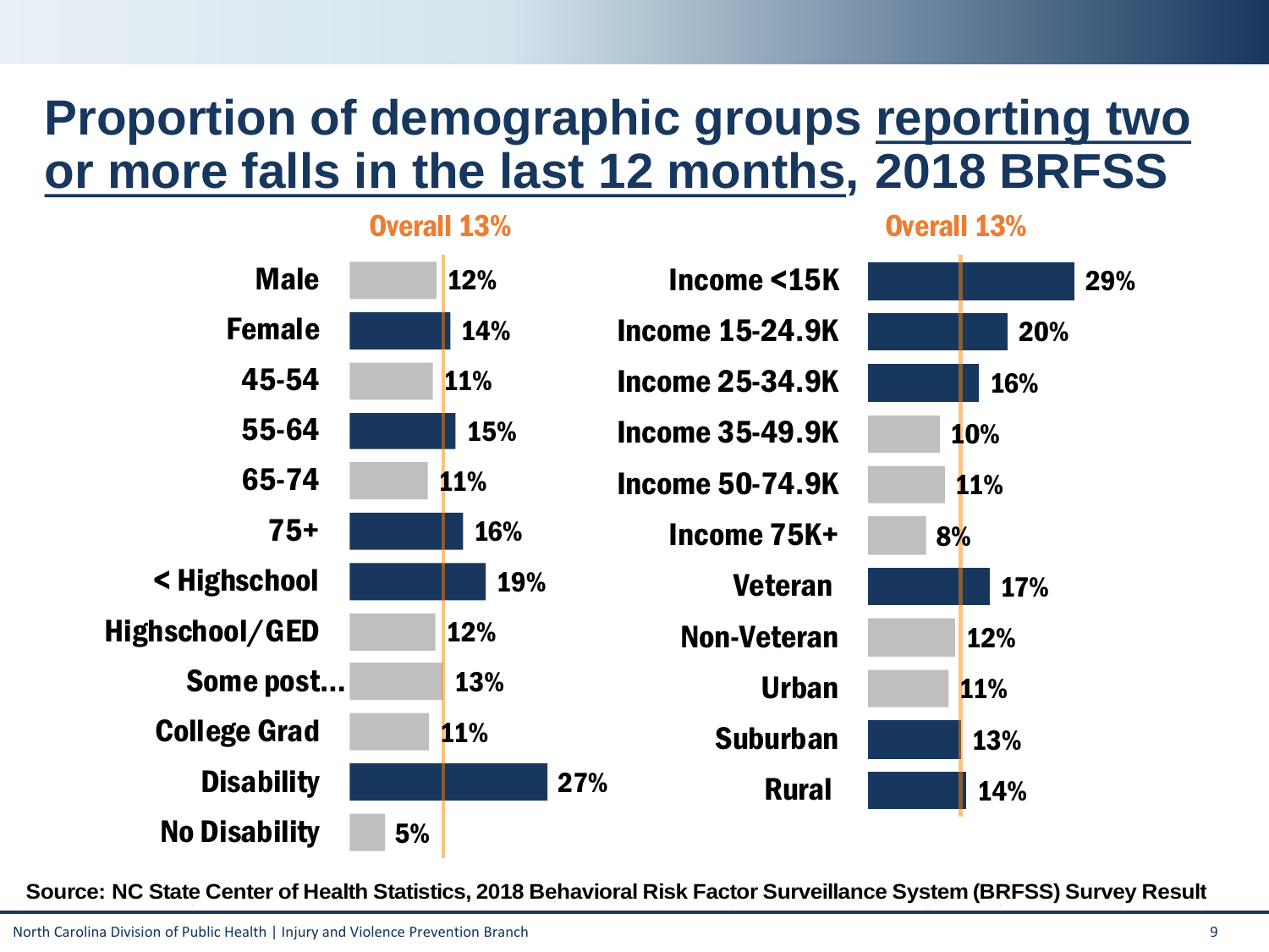# Proportion of demographic groups reporting two or more falls in the last 12 months, 2018 BRFSS

Overall 13%

| Group | Percent |
| --- | --- |
| Male | 12% |
| Female | 14% |
| 45-54 | 11% |
| 55-64 | 15% |
| 65-74 | 11% |
| 75+ | 16% |
| < Highschool | 19% |
| Highschool/GED | 12% |
| Some post... | 13% |
| College Grad | 11% |
| Disability | 27% |
| No Disability | 5% |

Overall 13%

| Group | Percent |
| --- | --- |
| Income <15K | 29% |
| Income 15-24.9K | 20% |
| Income 25-34.9K | 16% |
| Income 35-49.9K | 10% |
| Income 50-74.9K | 11% |
| Income 75K+ | 8% |
| Veteran | 17% |
| Non-Veteran | 12% |
| Urban | 11% |
| Suburban | 13% |
| Rural | 14% |

**Source: NC State Center of Health Statistics, 2018 Behavioral Risk Factor Surveillance System (BRFSS) Survey Result**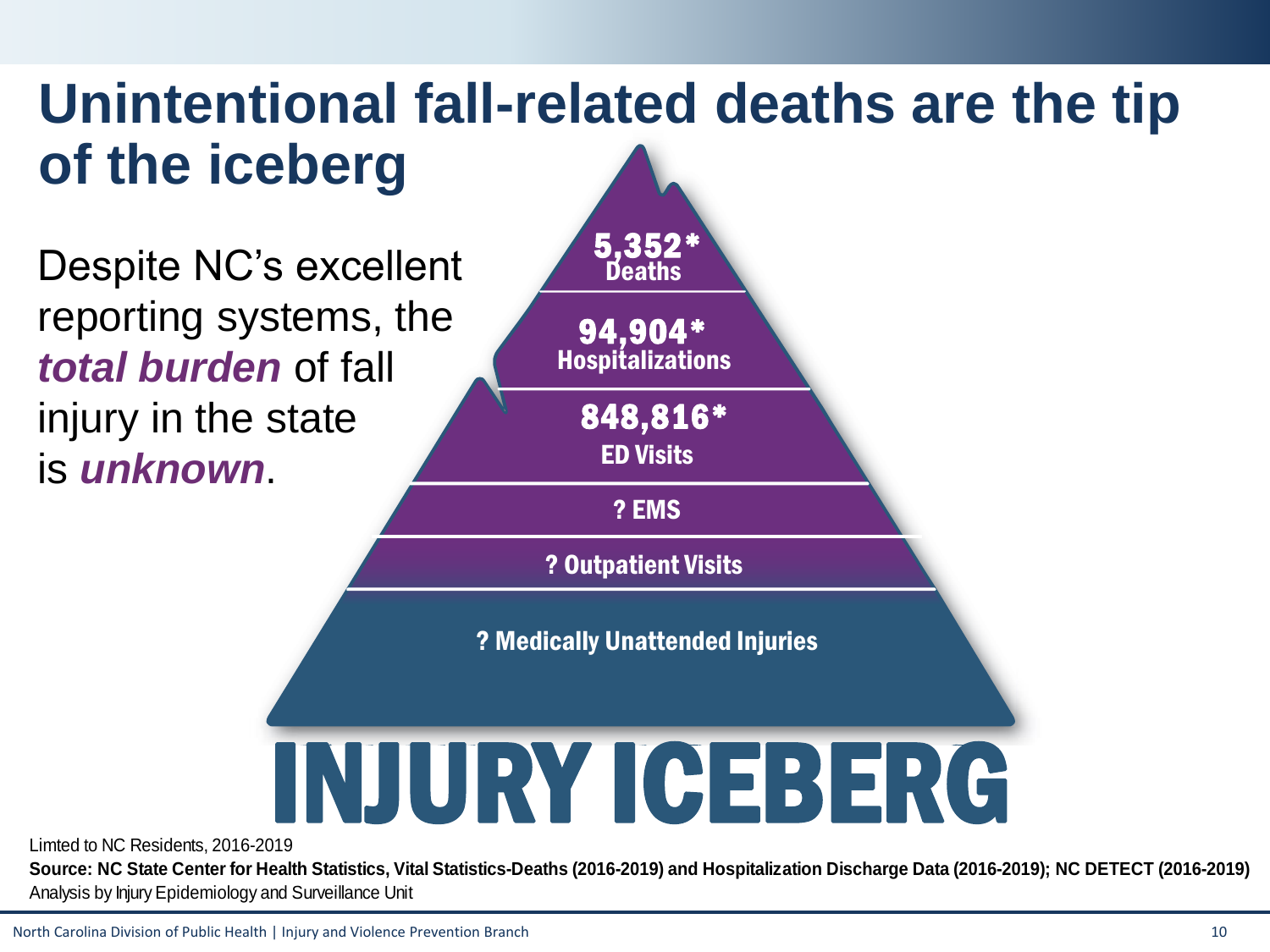# Unintentional fall-related deaths are the tip of the iceberg

Despite NC's excellent reporting systems, the ***total burden*** of fall injury in the state is ***unknown***.

**5,352*** **Deaths**

**94,904*** **Hospitalizations**

**848,816*** **ED Visits**

**? EMS**

**? Outpatient Visits**

**? Medically Unattended Injuries**

**INJURY ICEBERG**

Limted to NC Residents, 2016-2019

**Source: NC State Center for Health Statistics, Vital Statistics-Deaths (2016-2019) and Hospitalization Discharge Data (2016-2019); NC DETECT (2016-2019)**

Analysis by Injury Epidemiology and Surveillance Unit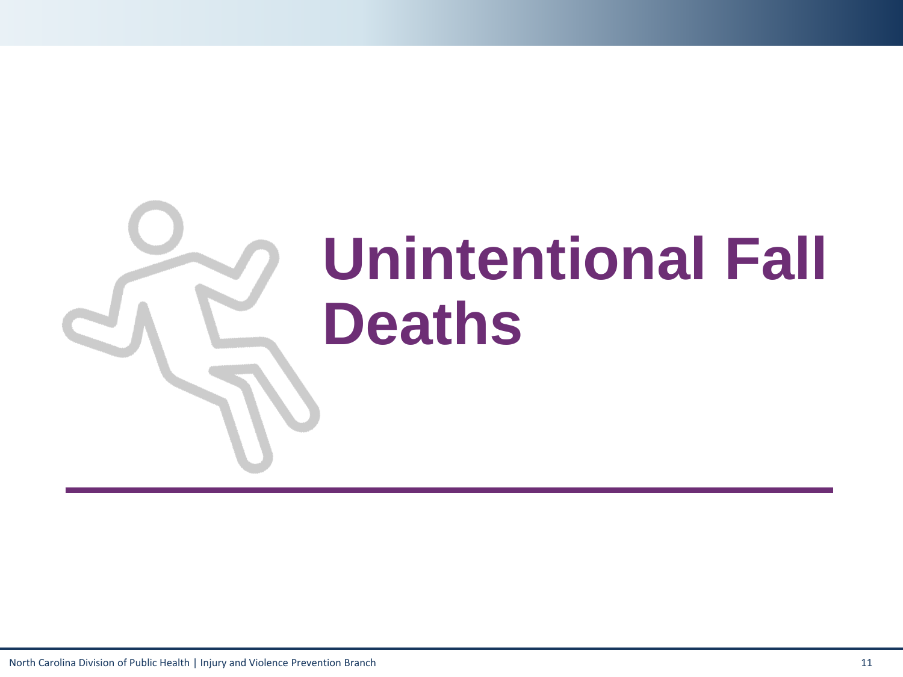# Unintentional Fall Deaths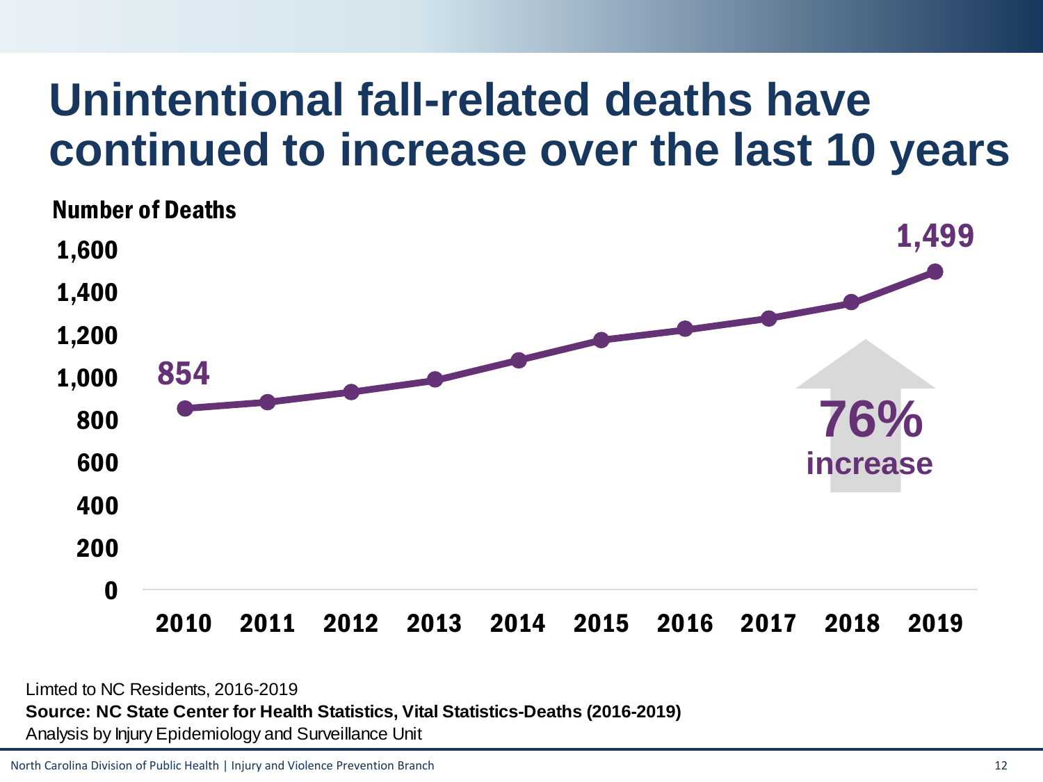# Unintentional fall-related deaths have continued to increase over the last 10 years

Number of Deaths

1,600
1,400
1,200
1,000
800
600
400
200
0

854

1,499

**76% increase**

2010 2011 2012 2013 2014 2015 2016 2017 2018 2019

Limted to NC Residents, 2016-2019

**Source: NC State Center for Health Statistics, Vital Statistics-Deaths (2016-2019)**

Analysis by Injury Epidemiology and Surveillance Unit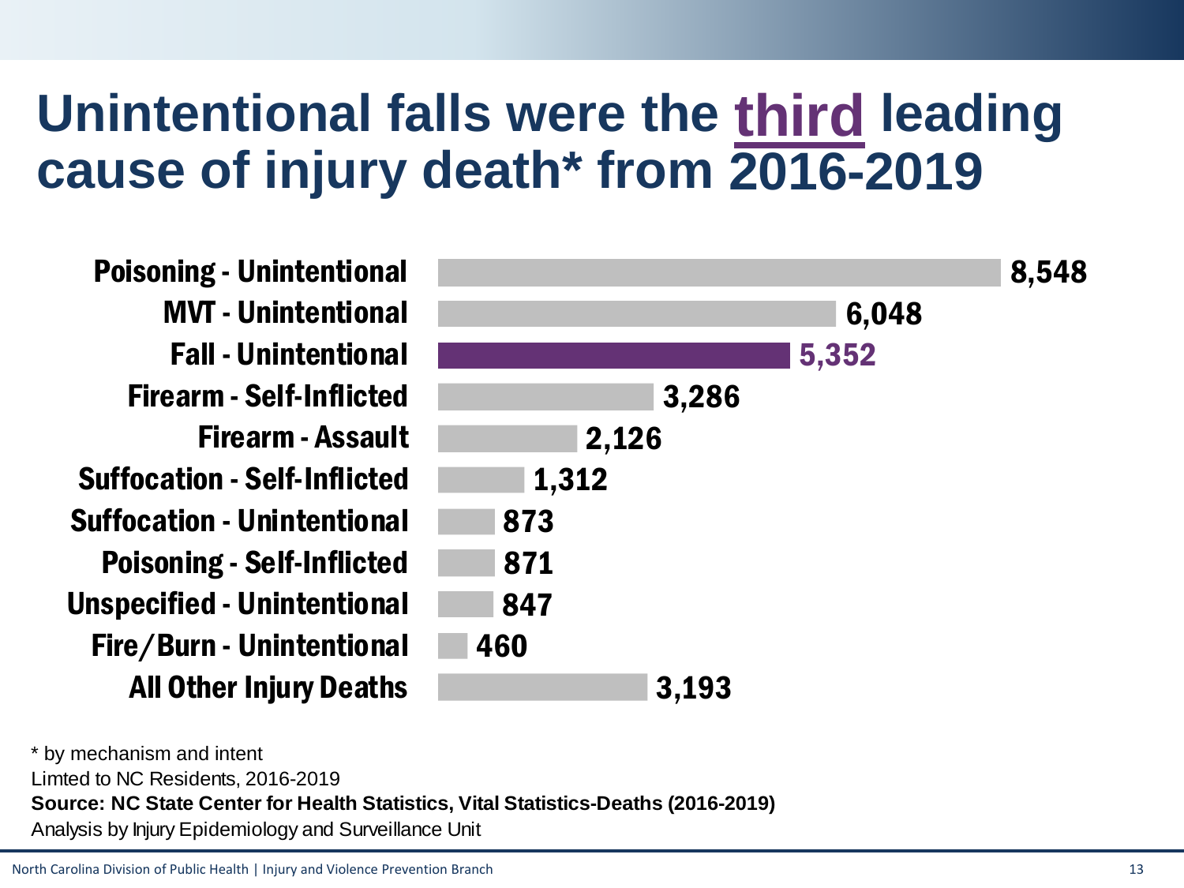# Unintentional falls were the third leading cause of injury death* from 2016-2019

| Cause | Deaths |
| --- | --- |
| Poisoning - Unintentional | 8,548 |
| MVT - Unintentional | 6,048 |
| Fall - Unintentional | 5,352 |
| Firearm - Self-Inflicted | 3,286 |
| Firearm - Assault | 2,126 |
| Suffocation - Self-Inflicted | 1,312 |
| Suffocation - Unintentional | 873 |
| Poisoning - Self-Inflicted | 871 |
| Unspecified - Unintentional | 847 |
| Fire/Burn - Unintentional | 460 |
| All Other Injury Deaths | 3,193 |

* by mechanism and intent

Limted to NC Residents, 2016-2019

**Source: NC State Center for Health Statistics, Vital Statistics-Deaths (2016-2019)**

Analysis by Injury Epidemiology and Surveillance Unit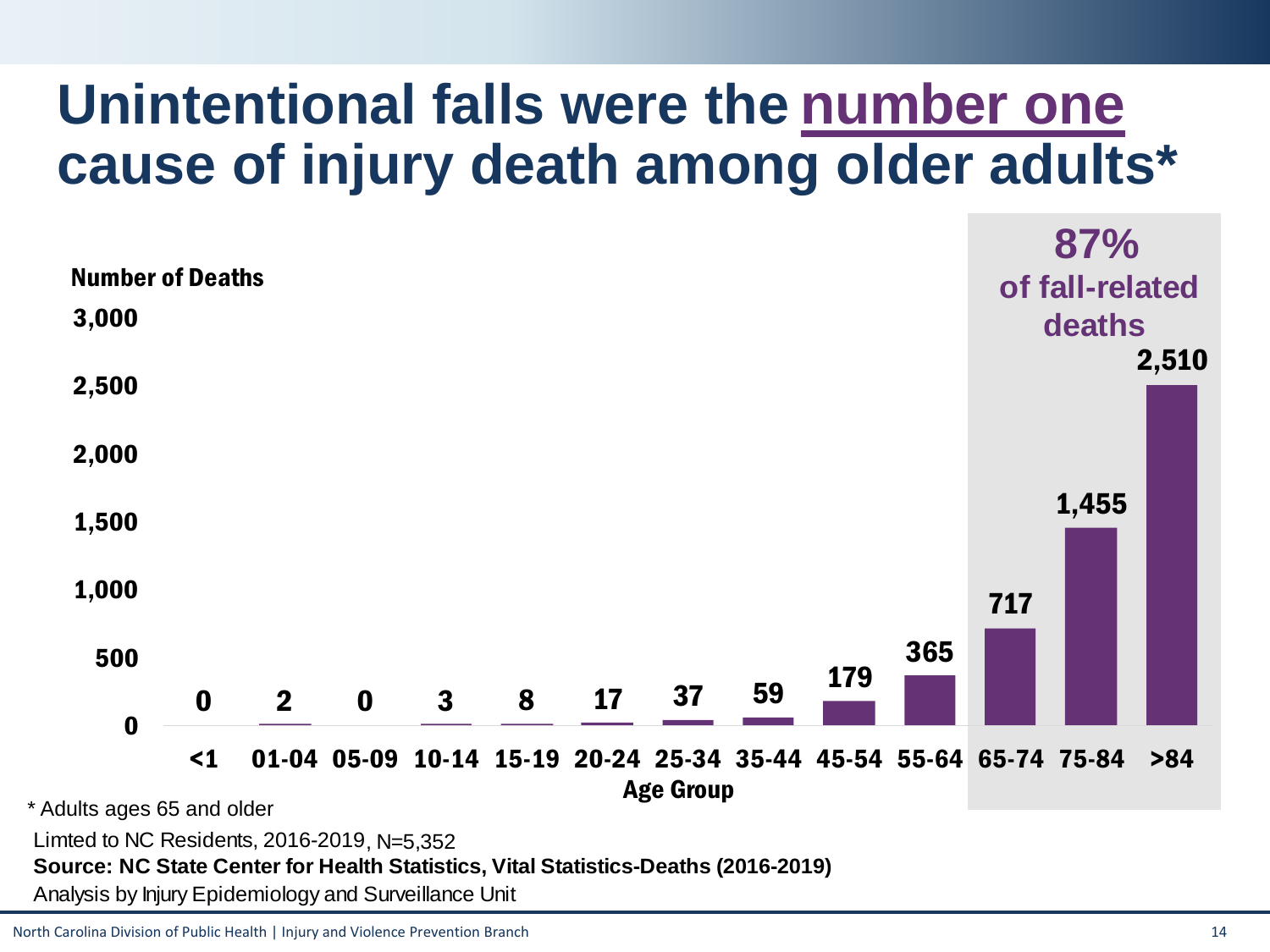# Unintentional falls were the number one cause of injury death among older adults*

Number of Deaths

| Age Group | Number of Deaths |
|---|---|
| <1 | 0 |
| 01-04 | 2 |
| 05-09 | 0 |
| 10-14 | 3 |
| 15-19 | 8 |
| 20-24 | 17 |
| 25-34 | 37 |
| 35-44 | 59 |
| 45-54 | 179 |
| 55-64 | 365 |
| 65-74 | 717 |
| 75-84 | 1,455 |
| >84 | 2,510 |

**87%** of fall-related deaths

\* Adults ages 65 and older

Limted to NC Residents, 2016-2019, N=5,352

**Source: NC State Center for Health Statistics, Vital Statistics-Deaths (2016-2019)**

Analysis by Injury Epidemiology and Surveillance Unit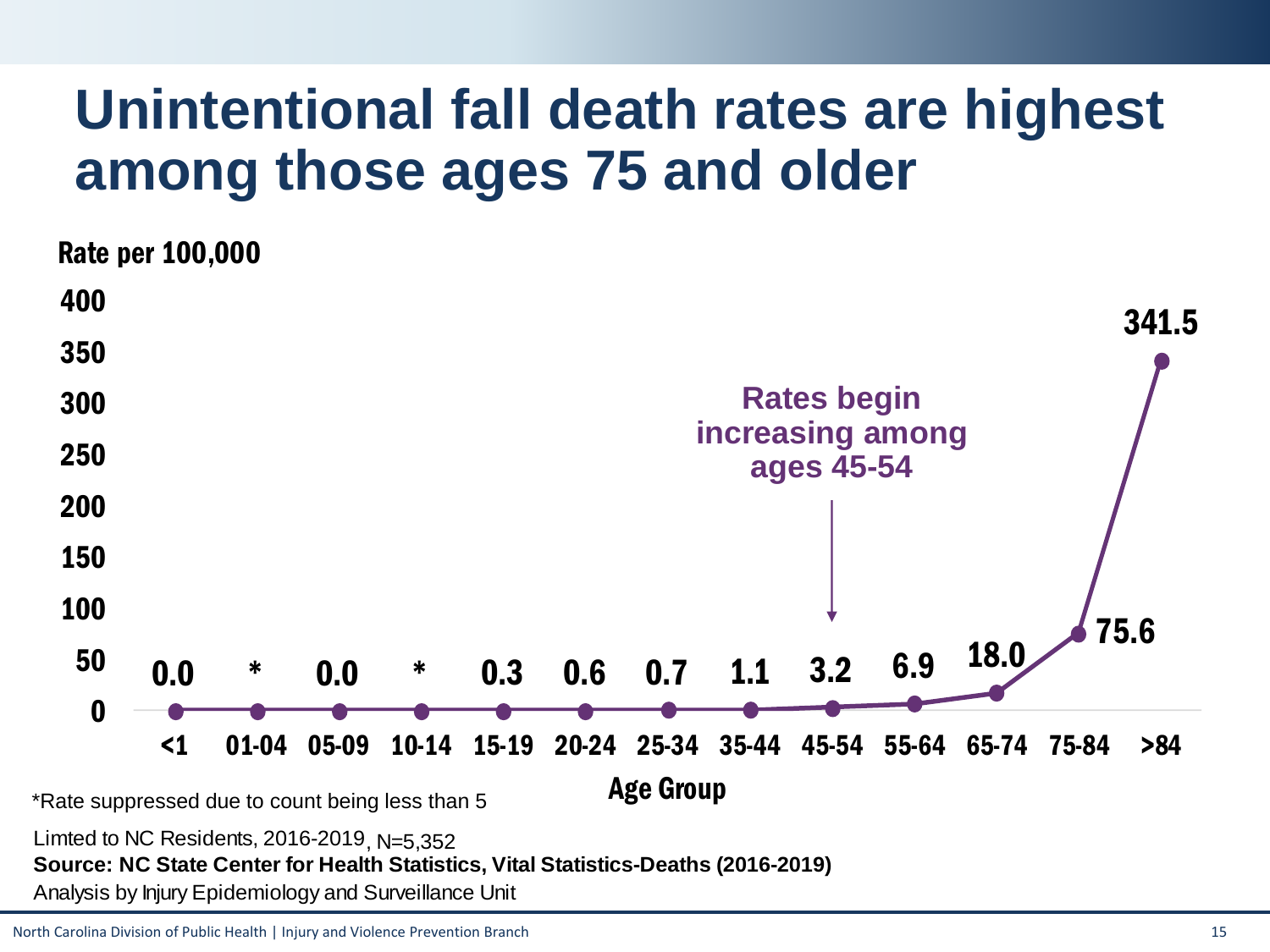# Unintentional fall death rates are highest among those ages 75 and older

Rate per 100,000

| Age Group | <1 | 01-04 | 05-09 | 10-14 | 15-19 | 20-24 | 25-34 | 35-44 | 45-54 | 55-64 | 65-74 | 75-84 | >84 |
|---|---|---|---|---|---|---|---|---|---|---|---|---|---|
| Rate | 0.0 | * | 0.0 | * | 0.3 | 0.6 | 0.7 | 1.1 | 3.2 | 6.9 | 18.0 | 75.6 | 341.5 |

Rates begin increasing among ages 45-54

*Rate suppressed due to count being less than 5

Limted to NC Residents, 2016-2019, N=5,352

**Source: NC State Center for Health Statistics, Vital Statistics-Deaths (2016-2019)**

Analysis by Injury Epidemiology and Surveillance Unit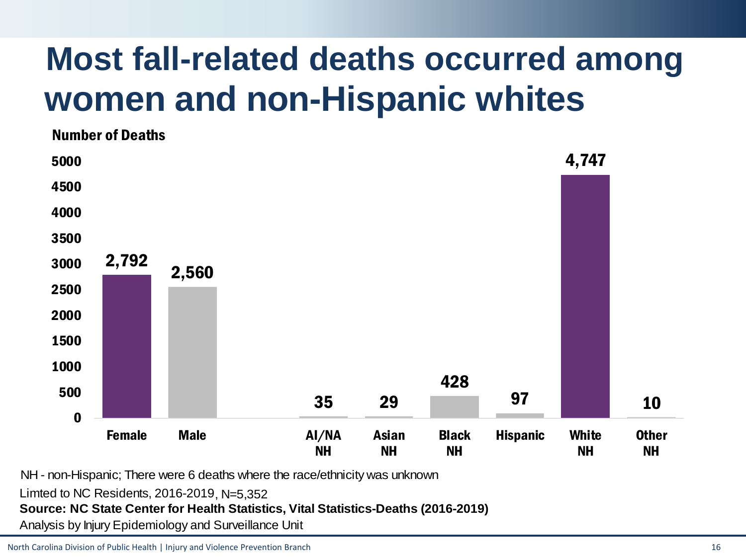# Most fall-related deaths occurred among women and non-Hispanic whites

Number of Deaths

| Group | Number of Deaths |
|---|---|
| Female | 2,792 |
| Male | 2,560 |
| AI/NA NH | 35 |
| Asian NH | 29 |
| Black NH | 428 |
| Hispanic | 97 |
| White NH | 4,747 |
| Other NH | 10 |

NH - non-Hispanic; There were 6 deaths where the race/ethnicity was unknown

Limted to NC Residents, 2016-2019, N=5,352

**Source: NC State Center for Health Statistics, Vital Statistics-Deaths (2016-2019)**

Analysis by Injury Epidemiology and Surveillance Unit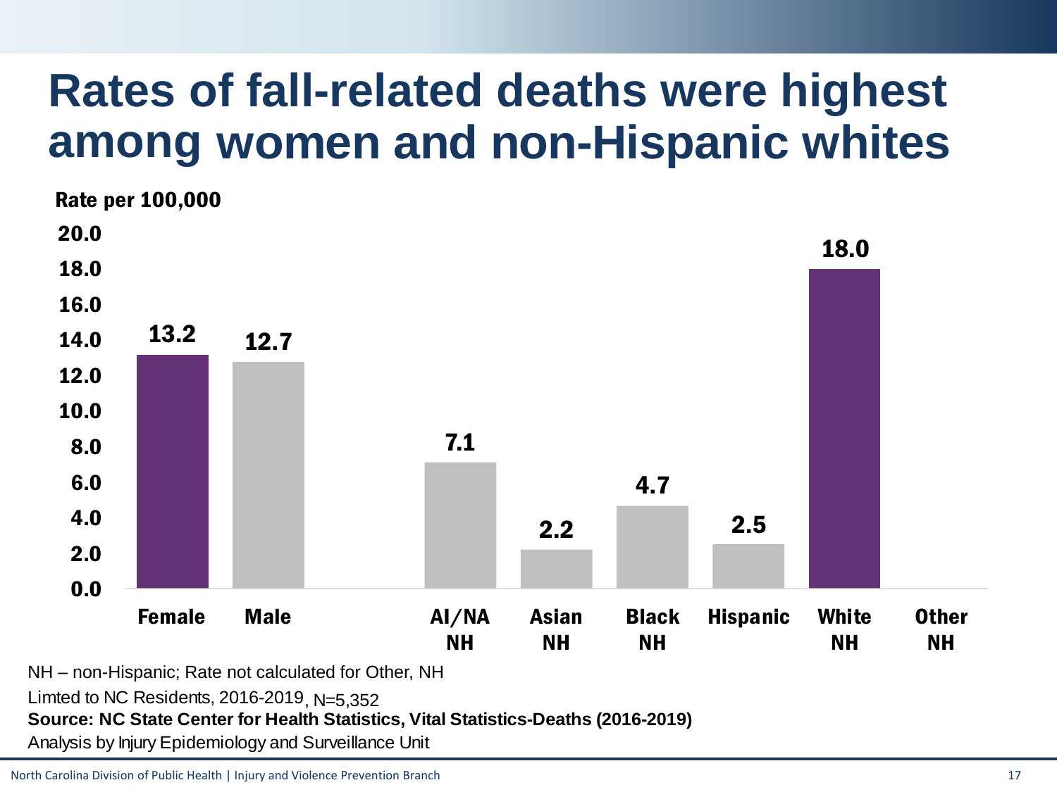# Rates of fall-related deaths were highest among women and non-Hispanic whites

Rate per 100,000

| Group | Rate per 100,000 |
|---|---|
| Female | 13.2 |
| Male | 12.7 |
| AI/NA NH | 7.1 |
| Asian NH | 2.2 |
| Black NH | 4.7 |
| Hispanic | 2.5 |
| White NH | 18.0 |
| Other NH | |

NH – non-Hispanic; Rate not calculated for Other, NH

Limted to NC Residents, 2016-2019, N=5,352

**Source: NC State Center for Health Statistics, Vital Statistics-Deaths (2016-2019)**

Analysis by Injury Epidemiology and Surveillance Unit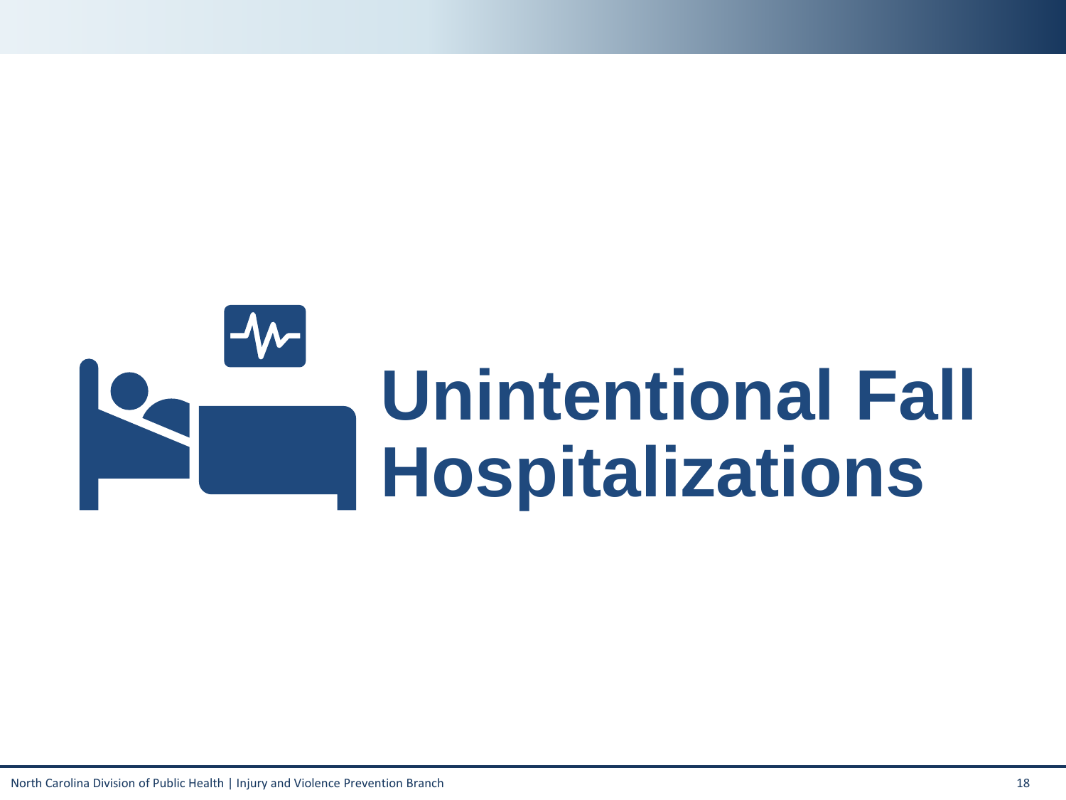# Unintentional Fall Hospitalizations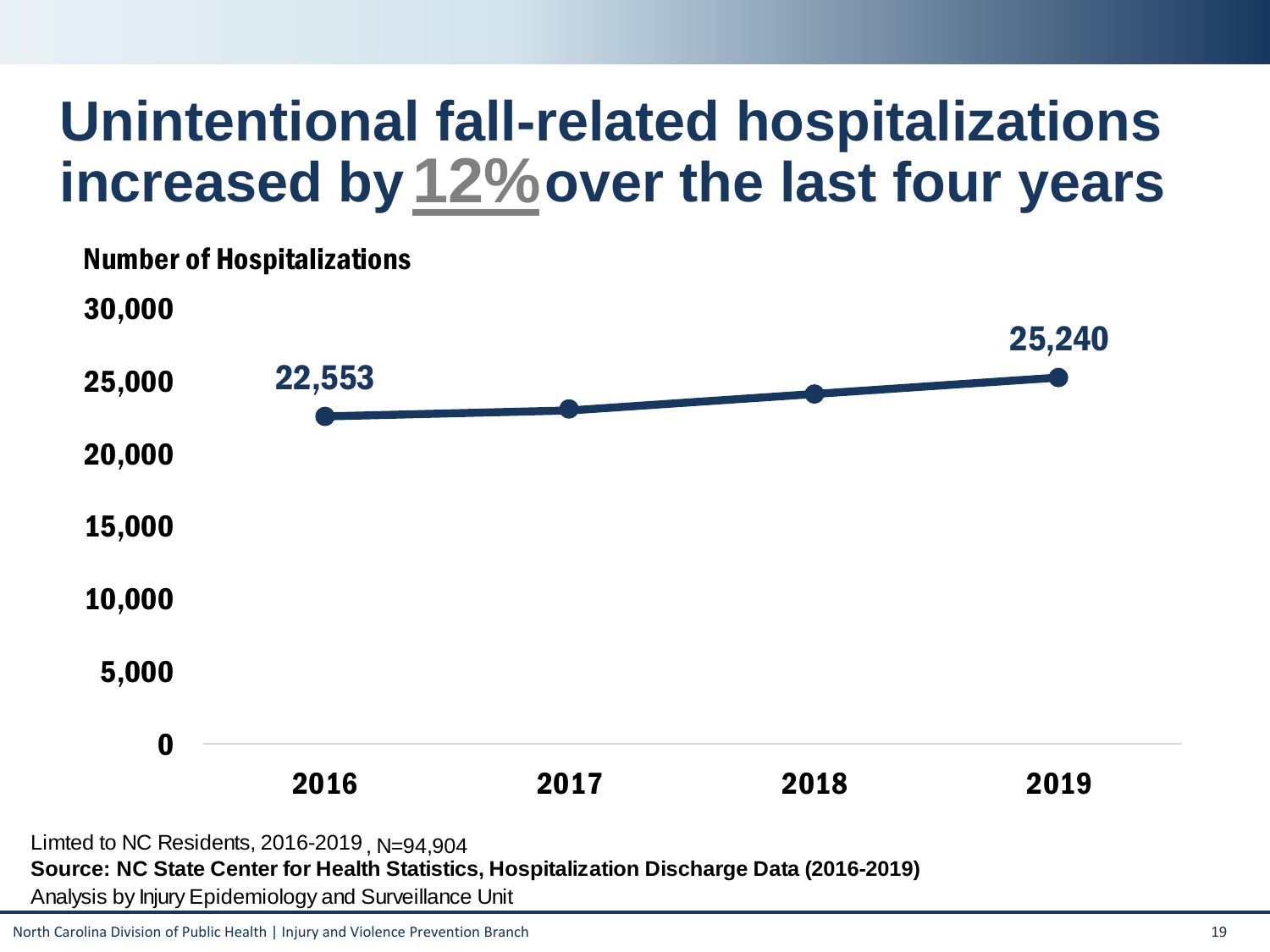# Unintentional fall-related hospitalizations increased by 12% over the last four years

Number of Hospitalizations

| Year | Number of Hospitalizations |
| --- | --- |
| 2016 | 22,553 |
| 2017 | |
| 2018 | |
| 2019 | 25,240 |

Limted to NC Residents, 2016-2019 , N=94,904

**Source: NC State Center for Health Statistics, Hospitalization Discharge Data (2016-2019)**

Analysis by Injury Epidemiology and Surveillance Unit

North Carolina Division of Public Health | Injury and Violence Prevention Branch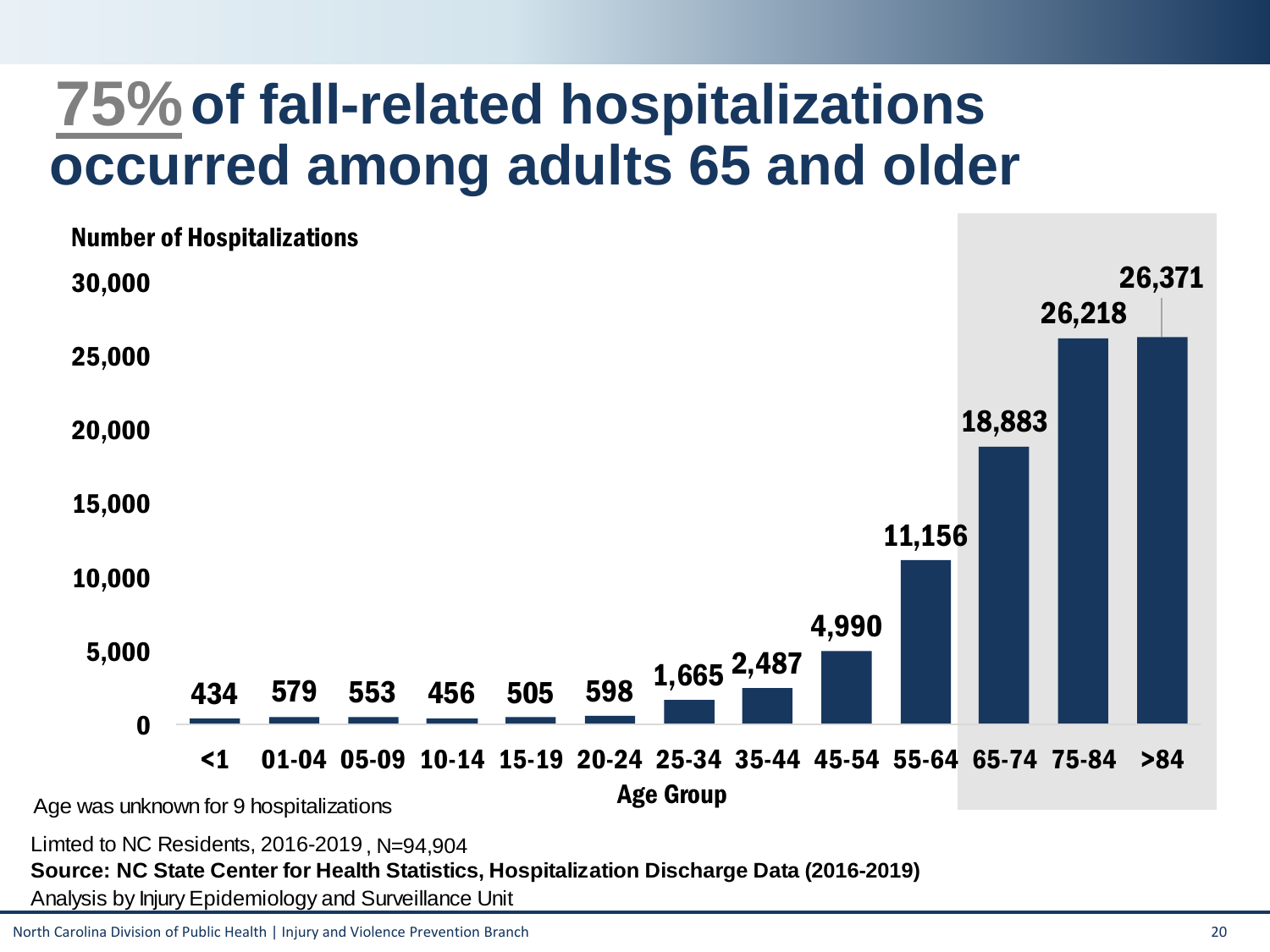# 75% of fall-related hospitalizations occurred among adults 65 and older

Number of Hospitalizations

| Age Group | Number of Hospitalizations |
|---|---|
| <1 | 434 |
| 01-04 | 579 |
| 05-09 | 553 |
| 10-14 | 456 |
| 15-19 | 505 |
| 20-24 | 598 |
| 25-34 | 1,665 |
| 35-44 | 2,487 |
| 45-54 | 4,990 |
| 55-64 | 11,156 |
| 65-74 | 18,883 |
| 75-84 | 26,218 |
| >84 | 26,371 |

Age was unknown for 9 hospitalizations

Limted to NC Residents, 2016-2019 , N=94,904

**Source: NC State Center for Health Statistics, Hospitalization Discharge Data (2016-2019)**

Analysis by Injury Epidemiology and Surveillance Unit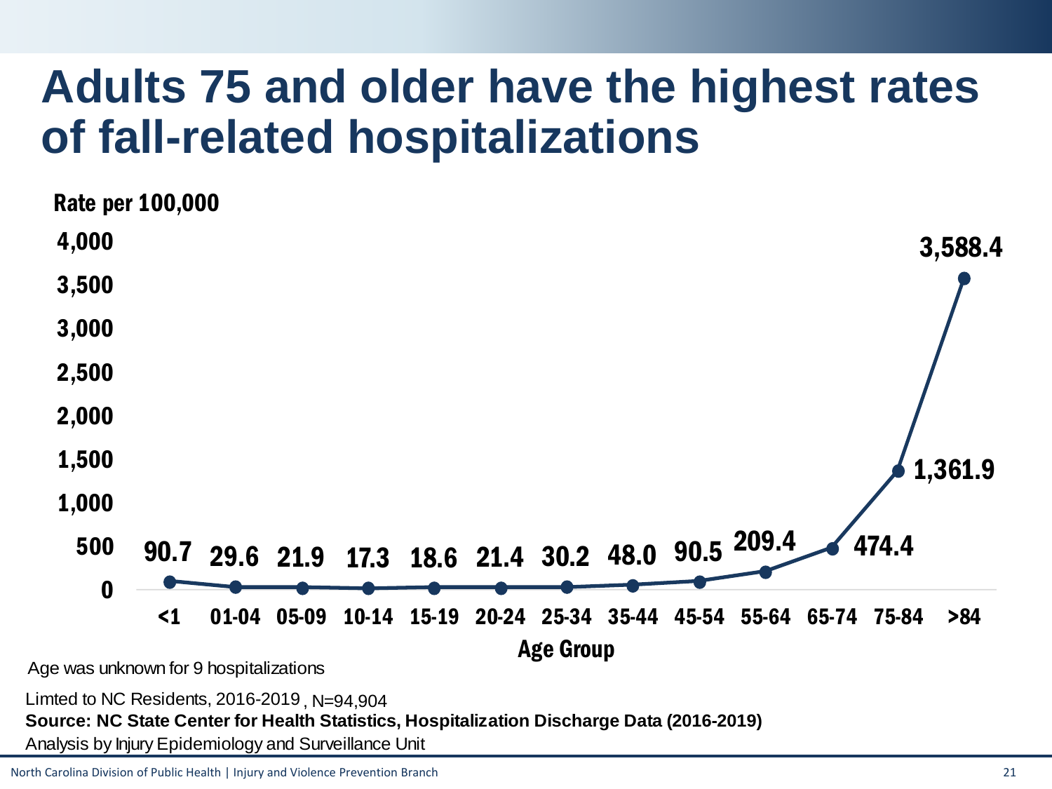# Adults 75 and older have the highest rates of fall-related hospitalizations

Rate per 100,000

| Age Group | Rate per 100,000 |
|---|---|
| <1 | 90.7 |
| 01-04 | 29.6 |
| 05-09 | 21.9 |
| 10-14 | 17.3 |
| 15-19 | 18.6 |
| 20-24 | 21.4 |
| 25-34 | 30.2 |
| 35-44 | 48.0 |
| 45-54 | 90.5 |
| 55-64 | 209.4 |
| 65-74 | 474.4 |
| 75-84 | 1,361.9 |
| >84 | 3,588.4 |

Age was unknown for 9 hospitalizations

Limted to NC Residents, 2016-2019, N=94,904

**Source: NC State Center for Health Statistics, Hospitalization Discharge Data (2016-2019)**

Analysis by Injury Epidemiology and Surveillance Unit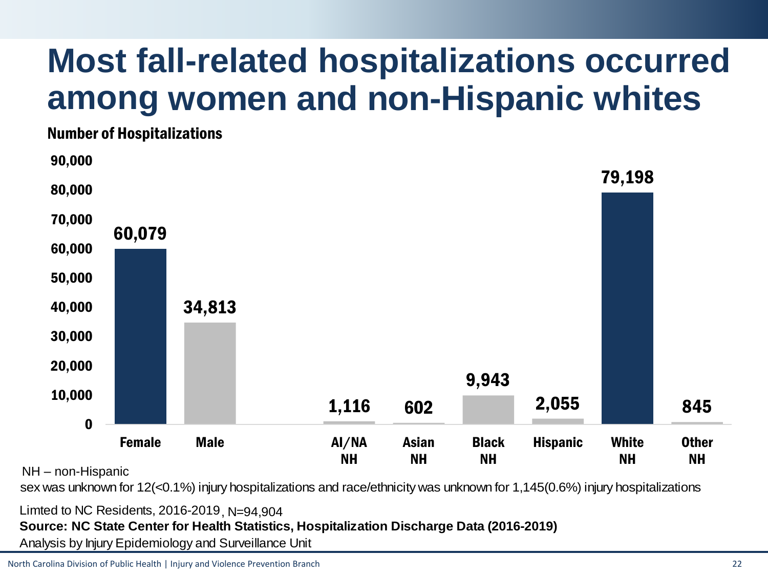# Most fall-related hospitalizations occurred among women and non-Hispanic whites

**Number of Hospitalizations**

| Category | Number of Hospitalizations |
| --- | --- |
| Female | 60,079 |
| Male | 34,813 |
| AI/NA NH | 1,116 |
| Asian NH | 602 |
| Black NH | 9,943 |
| Hispanic | 2,055 |
| White NH | 79,198 |
| Other NH | 845 |

NH – non-Hispanic

sex was unknown for 12(<0.1%) injury hospitalizations and race/ethnicity was unknown for 1,145(0.6%) injury hospitalizations

Limted to NC Residents, 2016-2019, N=94,904

**Source: NC State Center for Health Statistics, Hospitalization Discharge Data (2016-2019)**

Analysis by Injury Epidemiology and Surveillance Unit

North Carolina Division of Public Health | Injury and Violence Prevention Branch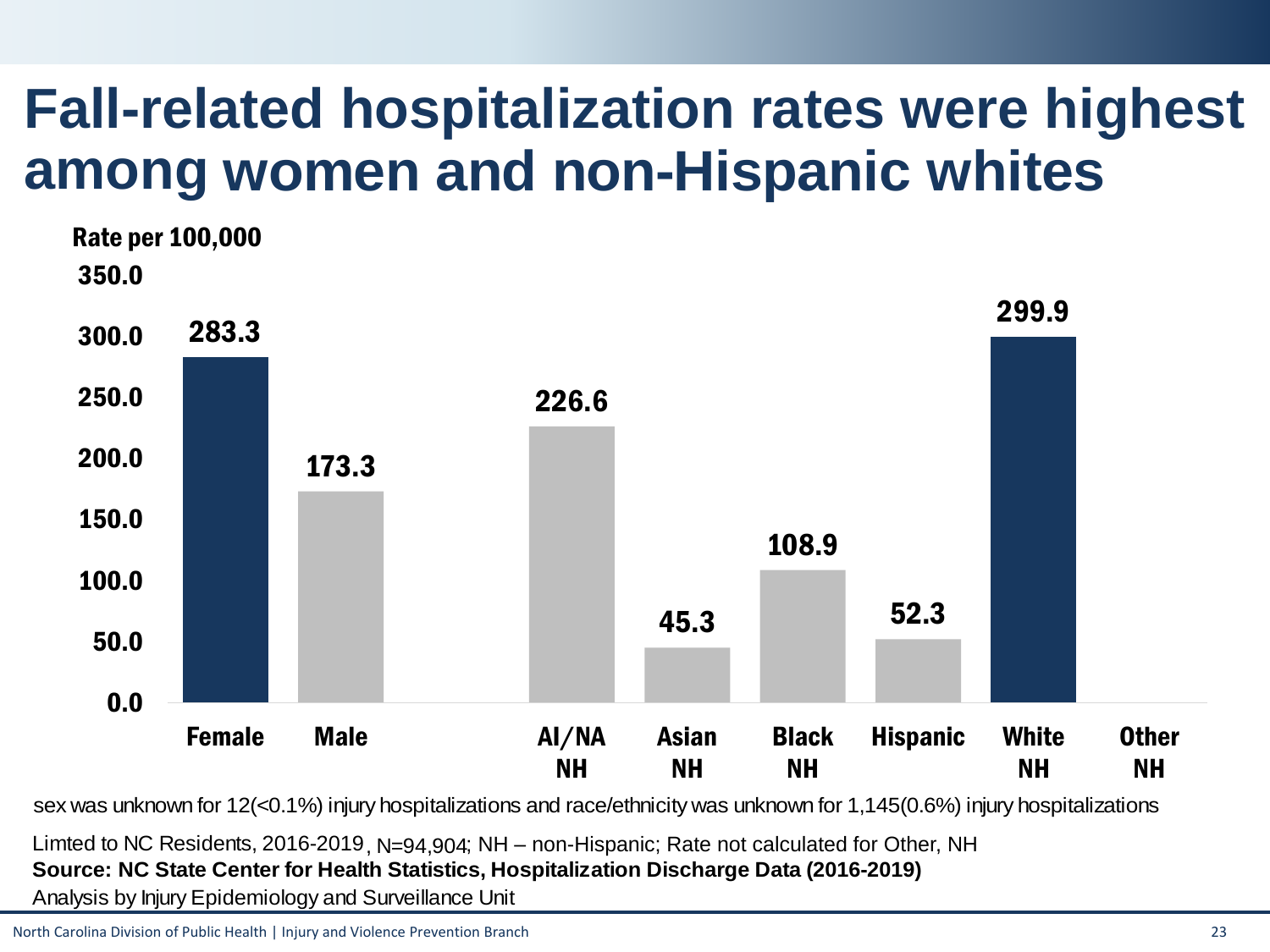# Fall-related hospitalization rates were highest among women and non-Hispanic whites

Rate per 100,000

| Group | Rate per 100,000 |
|---|---|
| Female | 283.3 |
| Male | 173.3 |
| AI/NA NH | 226.6 |
| Asian NH | 45.3 |
| Black NH | 108.9 |
| Hispanic | 52.3 |
| White NH | 299.9 |
| Other NH | |

sex was unknown for 12(<0.1%) injury hospitalizations and race/ethnicity was unknown for 1,145(0.6%) injury hospitalizations

Limted to NC Residents, 2016-2019, N=94,904; NH – non-Hispanic; Rate not calculated for Other, NH

**Source: NC State Center for Health Statistics, Hospitalization Discharge Data (2016-2019)**

Analysis by Injury Epidemiology and Surveillance Unit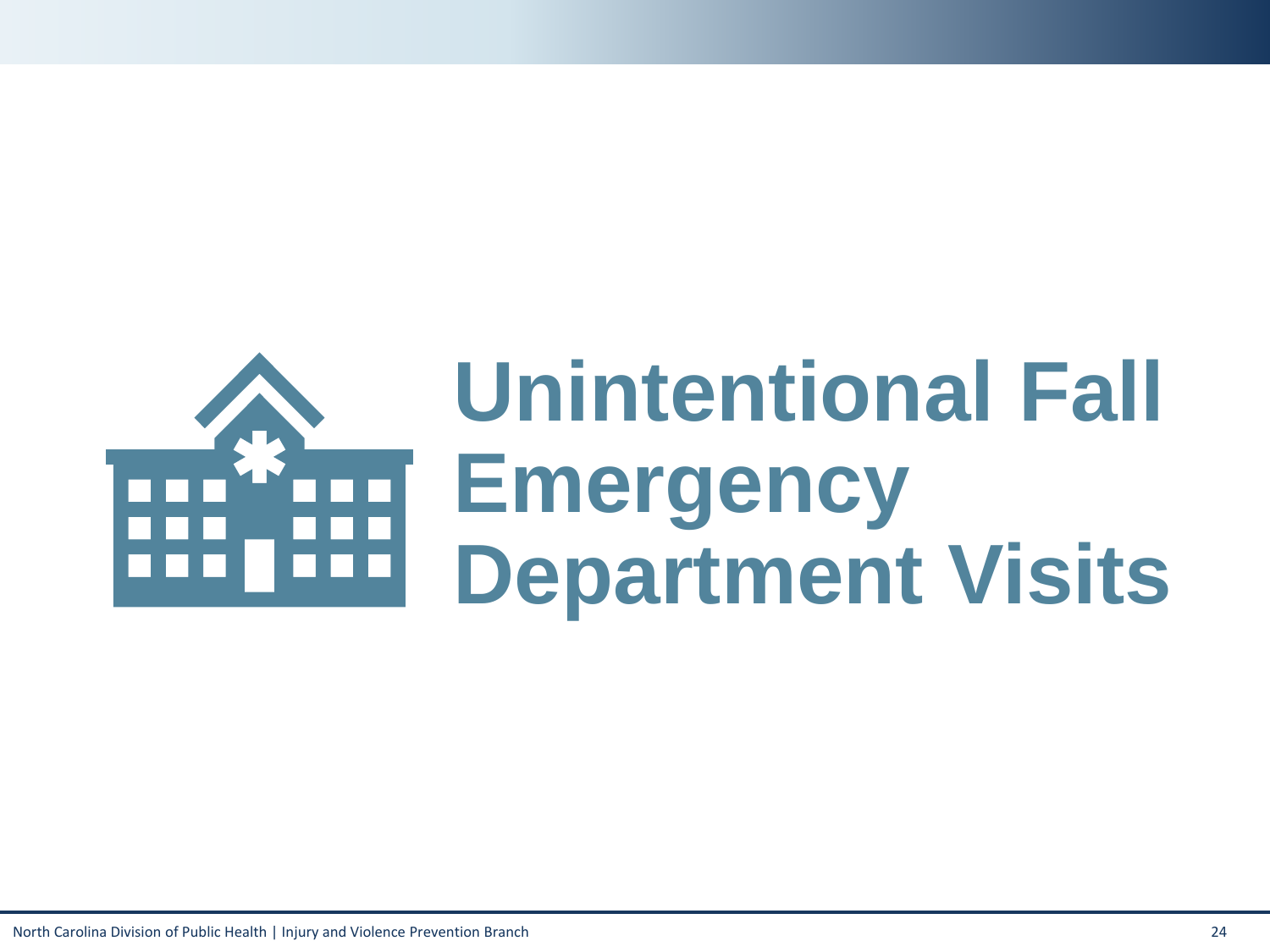# Unintentional Fall Emergency Department Visits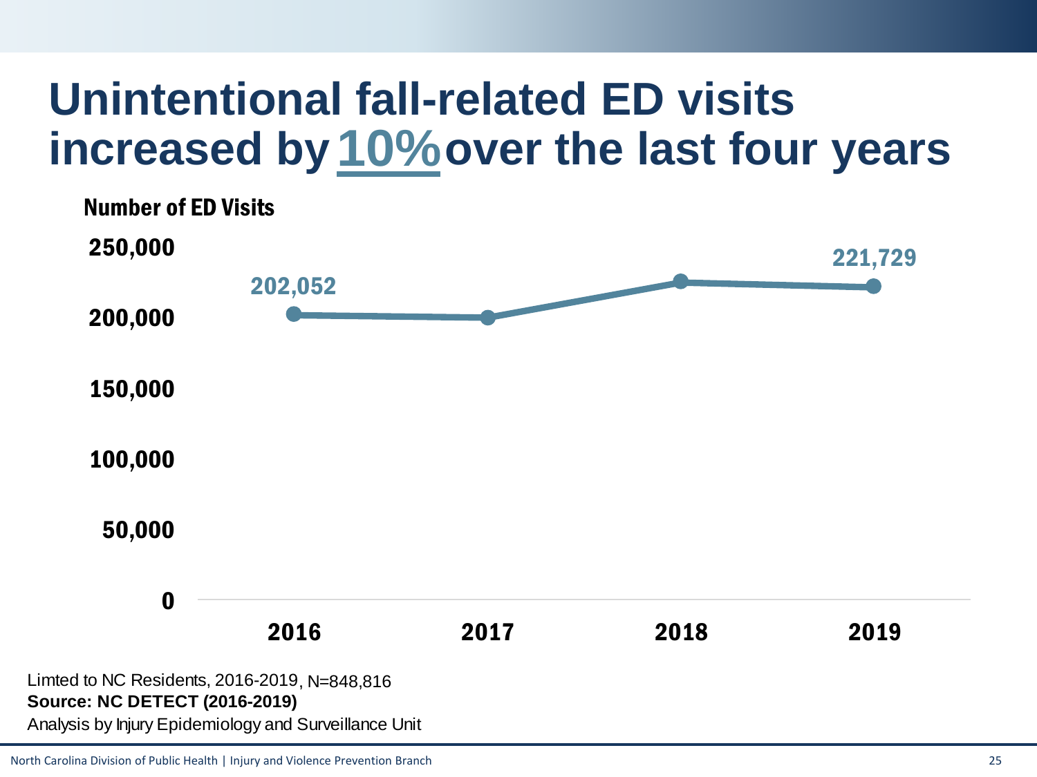# Unintentional fall-related ED visits increased by 10% over the last four years

Number of ED Visits

250,000
200,000
150,000
100,000
50,000
0

202,052

221,729

2016 2017 2018 2019

Limted to NC Residents, 2016-2019, N=848,816

**Source: NC DETECT (2016-2019)**

Analysis by Injury Epidemiology and Surveillance Unit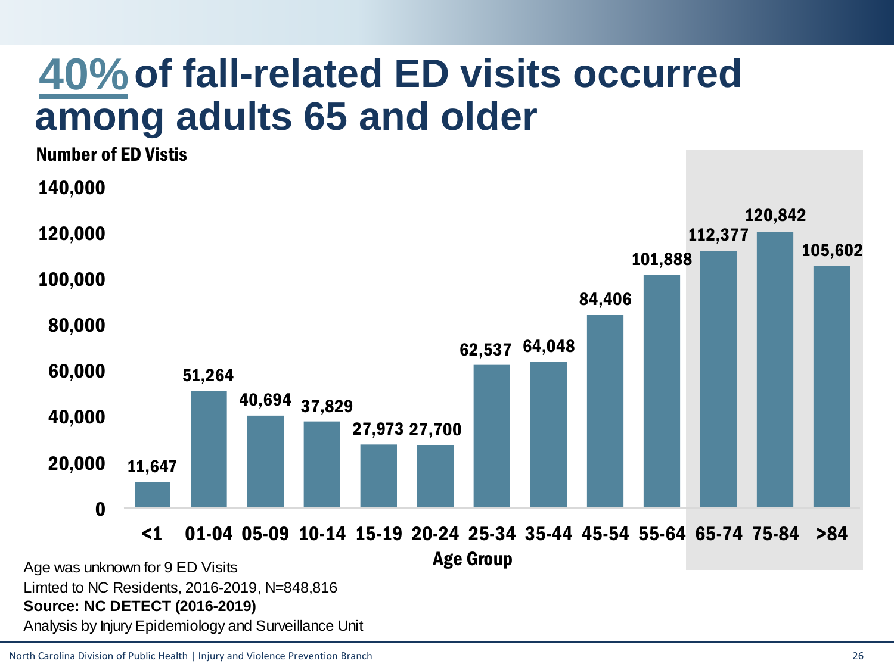# 40% of fall-related ED visits occurred among adults 65 and older

Number of ED Vistis

| Age Group | Number of ED Visits |
|---|---|
| <1 | 11,647 |
| 01-04 | 51,264 |
| 05-09 | 40,694 |
| 10-14 | 37,829 |
| 15-19 | 27,973 |
| 20-24 | 27,700 |
| 25-34 | 62,537 |
| 35-44 | 64,048 |
| 45-54 | 84,406 |
| 55-64 | 101,888 |
| 65-74 | 112,377 |
| 75-84 | 120,842 |
| >84 | 105,602 |

Age Group

Age was unknown for 9 ED Visits

Limted to NC Residents, 2016-2019, N=848,816

**Source: NC DETECT (2016-2019)**

Analysis by Injury Epidemiology and Surveillance Unit

North Carolina Division of Public Health | Injury and Violence Prevention Branch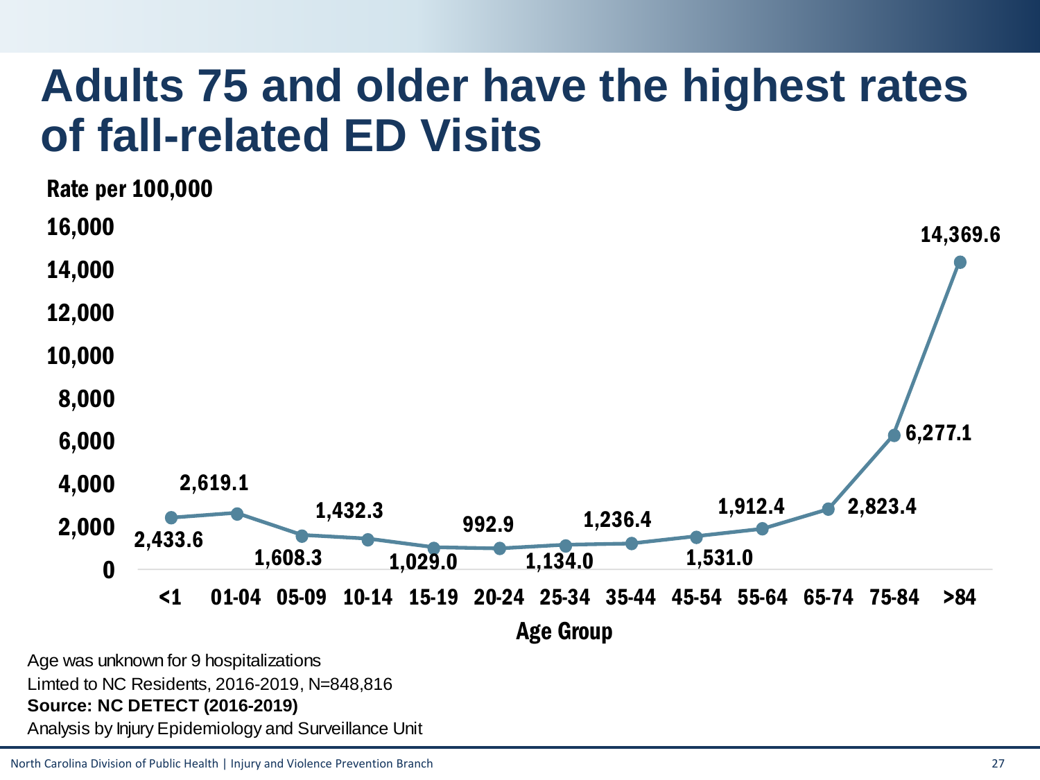# Adults 75 and older have the highest rates of fall-related ED Visits

Rate per 100,000

| Age Group | Rate per 100,000 |
|---|---|
| <1 | 2,433.6 |
| 01-04 | 2,619.1 |
| 05-09 | 1,608.3 |
| 10-14 | 1,432.3 |
| 15-19 | 1,029.0 |
| 20-24 | 992.9 |
| 25-34 | 1,134.0 |
| 35-44 | 1,236.4 |
| 45-54 | 1,531.0 |
| 55-64 | 1,912.4 |
| 65-74 | 2,823.4 |
| 75-84 | 6,277.1 |
| >84 | 14,369.6 |

Age was unknown for 9 hospitalizations

Limted to NC Residents, 2016-2019, N=848,816

**Source: NC DETECT (2016-2019)**

Analysis by Injury Epidemiology and Surveillance Unit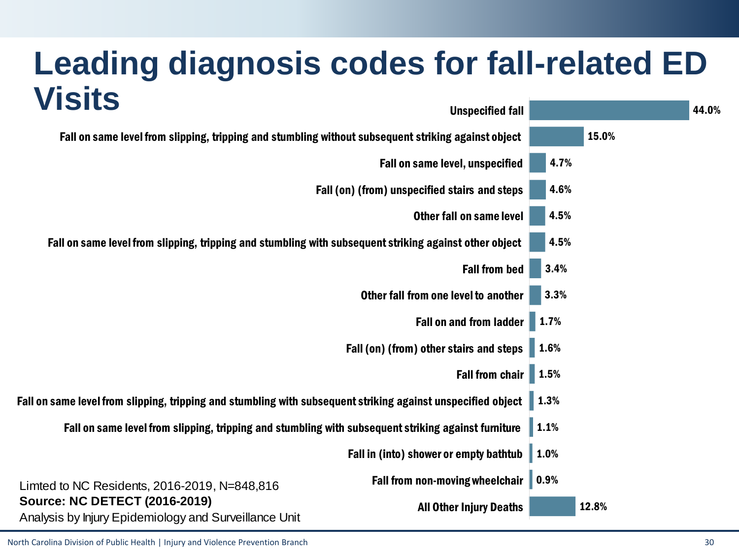# Leading diagnosis codes for fall-related ED Visits

| Diagnosis code | Percent |
| --- | --- |
| Unspecified fall | 44.0% |
| Fall on same level from slipping, tripping and stumbling without subsequent striking against object | 15.0% |
| Fall on same level, unspecified | 4.7% |
| Fall (on) (from) unspecified stairs and steps | 4.6% |
| Other fall on same level | 4.5% |
| Fall on same level from slipping, tripping and stumbling with subsequent striking against other object | 4.5% |
| Fall from bed | 3.4% |
| Other fall from one level to another | 3.3% |
| Fall on and from ladder | 1.7% |
| Fall (on) (from) other stairs and steps | 1.6% |
| Fall from chair | 1.5% |
| Fall on same level from slipping, tripping and stumbling with subsequent striking against unspecified object | 1.3% |
| Fall on same level from slipping, tripping and stumbling with subsequent striking against furniture | 1.1% |
| Fall in (into) shower or empty bathtub | 1.0% |
| Fall from non-moving wheelchair | 0.9% |
| All Other Injury Deaths | 12.8% |

Limted to NC Residents, 2016-2019, N=848,816

**Source: NC DETECT (2016-2019)**

Analysis by Injury Epidemiology and Surveillance Unit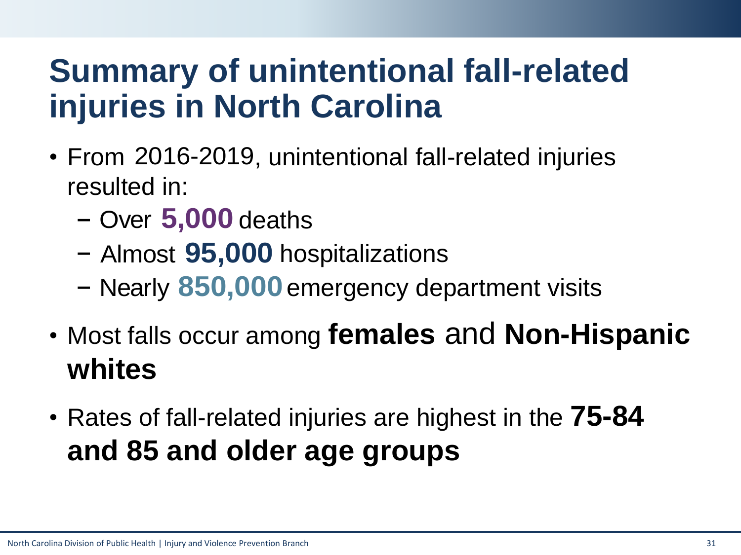# Summary of unintentional fall-related injuries in North Carolina

- From 2016-2019, unintentional fall-related injuries resulted in:
  - Over **5,000** deaths
  - Almost **95,000** hospitalizations
  - Nearly **850,000** emergency department visits
- Most falls occur among **females** and **Non-Hispanic whites**
- Rates of fall-related injuries are highest in the **75-84 and 85 and older age groups**